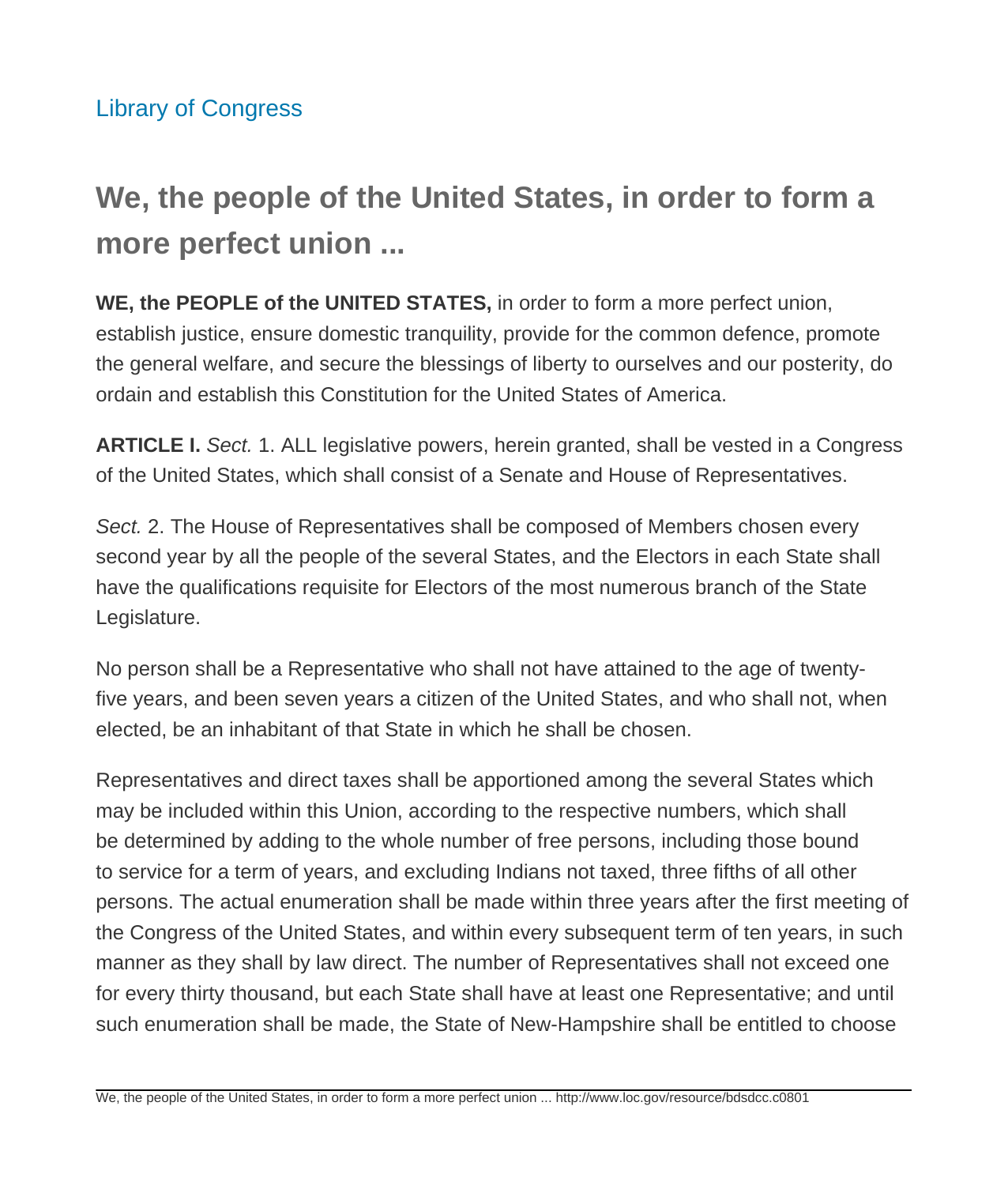Library of Congress

# We, the people of the United States, in order to form a more perfect union ...

**WE, the PEOPLE of the UNITED STATES,** in order to form a more perfect union, establish justice, ensure domestic tranquility, provide for the common defence, promote the general welfare, and secure the blessings of liberty to ourselves and our posterity, do ordain and establish this Constitution for the United States of America.

**ARTICLE I.** *Sect.* 1. ALL legislative powers, herein granted, shall be vested in a Congress of the United States, which shall consist of a Senate and House of Representatives.

*Sect.* 2. The House of Representatives shall be composed of Members chosen every second year by all the people of the several States, and the Electors in each State shall have the qualifications requisite for Electors of the most numerous branch of the State Legislature.

No person shall be a Representative who shall not have attained to the age of twenty-five years, and been seven years a citizen of the United States, and who shall not, when elected, be an inhabitant of that State in which he shall be chosen.

Representatives and direct taxes shall be apportioned among the several States which may be included within this Union, according to the respective numbers, which shall be determined by adding to the whole number of free persons, including those bound to service for a term of years, and excluding Indians not taxed, three fifths of all other persons. The actual enumeration shall be made within three years after the first meeting of the Congress of the United States, and within every subsequent term of ten years, in such manner as they shall by law direct. The number of Representatives shall not exceed one for every thirty thousand, but each State shall have at least one Representative; and until such enumeration shall be made, the State of New-Hampshire shall be entitled to choose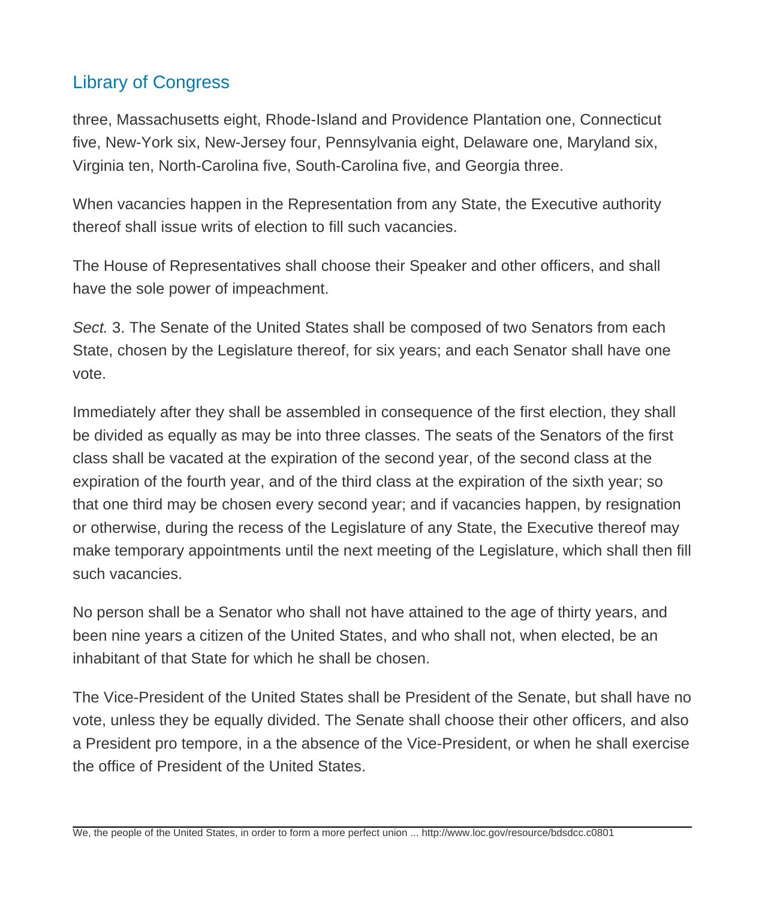three, Massachusetts eight, Rhode-Island and Providence Plantation one, Connecticut five, New-York six, New-Jersey four, Pennsylvania eight, Delaware one, Maryland six, Virginia ten, North-Carolina five, South-Carolina five, and Georgia three.

When vacancies happen in the Representation from any State, the Executive authority thereof shall issue writs of election to fill such vacancies.

The House of Representatives shall choose their Speaker and other officers, and shall have the sole power of impeachment.

*Sect.* 3. The Senate of the United States shall be composed of two Senators from each State, chosen by the Legislature thereof, for six years; and each Senator shall have one vote.

Immediately after they shall be assembled in consequence of the first election, they shall be divided as equally as may be into three classes. The seats of the Senators of the first class shall be vacated at the expiration of the second year, of the second class at the expiration of the fourth year, and of the third class at the expiration of the sixth year; so that one third may be chosen every second year; and if vacancies happen, by resignation or otherwise, during the recess of the Legislature of any State, the Executive thereof may make temporary appointments until the next meeting of the Legislature, which shall then fill such vacancies.

No person shall be a Senator who shall not have attained to the age of thirty years, and been nine years a citizen of the United States, and who shall not, when elected, be an inhabitant of that State for which he shall be chosen.

The Vice-President of the United States shall be President of the Senate, but shall have no vote, unless they be equally divided. The Senate shall choose their other officers, and also a President pro tempore, in a the absence of the Vice-President, or when he shall exercise the office of President of the United States.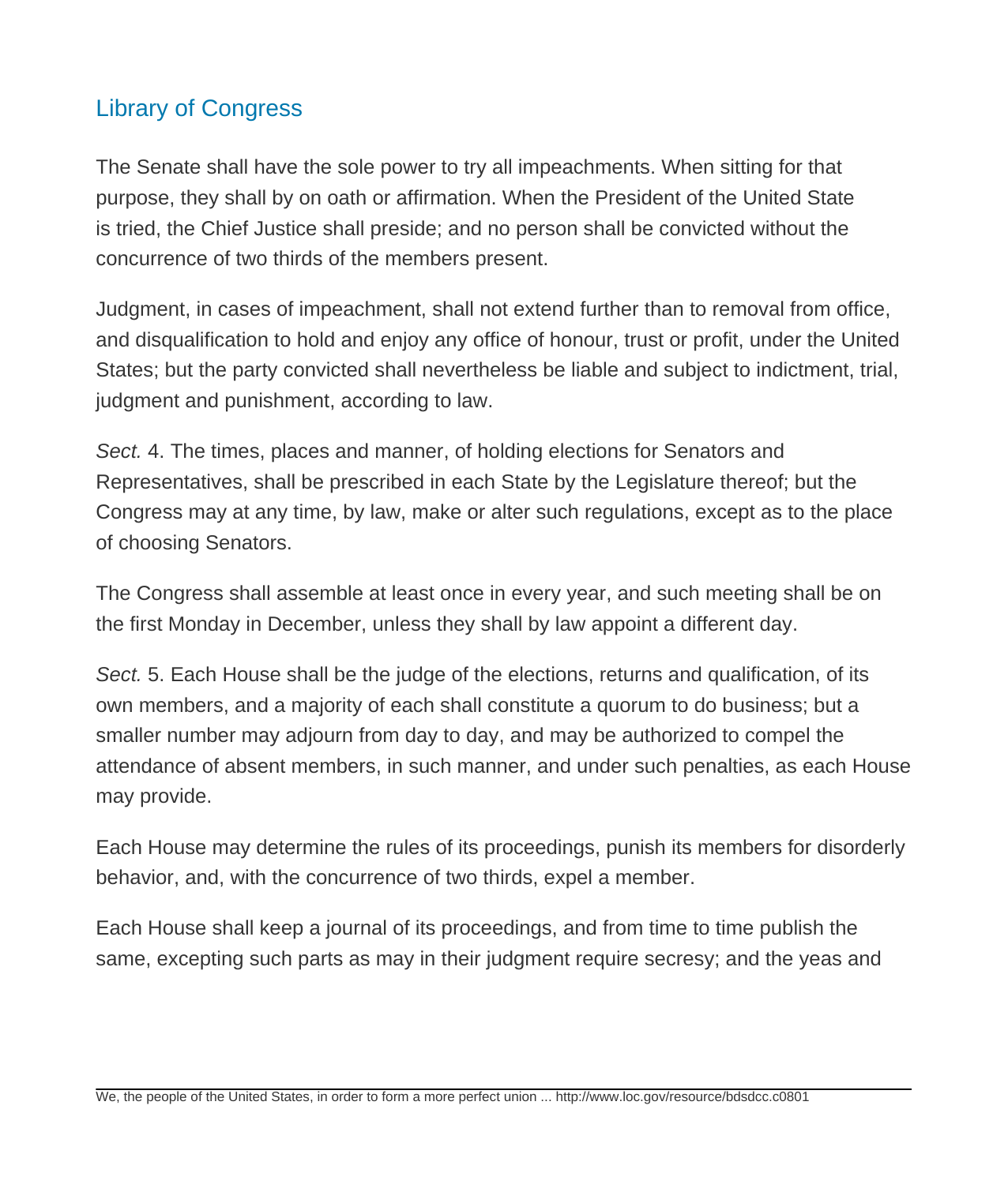The Senate shall have the sole power to try all impeachments. When sitting for that purpose, they shall by on oath or affirmation. When the President of the United State is tried, the Chief Justice shall preside; and no person shall be convicted without the concurrence of two thirds of the members present.

Judgment, in cases of impeachment, shall not extend further than to removal from office, and disqualification to hold and enjoy any office of honour, trust or profit, under the United States; but the party convicted shall nevertheless be liable and subject to indictment, trial, judgment and punishment, according to law.

*Sect.* 4. The times, places and manner, of holding elections for Senators and Representatives, shall be prescribed in each State by the Legislature thereof; but the Congress may at any time, by law, make or alter such regulations, except as to the place of choosing Senators.

The Congress shall assemble at least once in every year, and such meeting shall be on the first Monday in December, unless they shall by law appoint a different day.

*Sect.* 5. Each House shall be the judge of the elections, returns and qualification, of its own members, and a majority of each shall constitute a quorum to do business; but a smaller number may adjourn from day to day, and may be authorized to compel the attendance of absent members, in such manner, and under such penalties, as each House may provide.

Each House may determine the rules of its proceedings, punish its members for disorderly behavior, and, with the concurrence of two thirds, expel a member.

Each House shall keep a journal of its proceedings, and from time to time publish the same, excepting such parts as may in their judgment require secresy; and the yeas and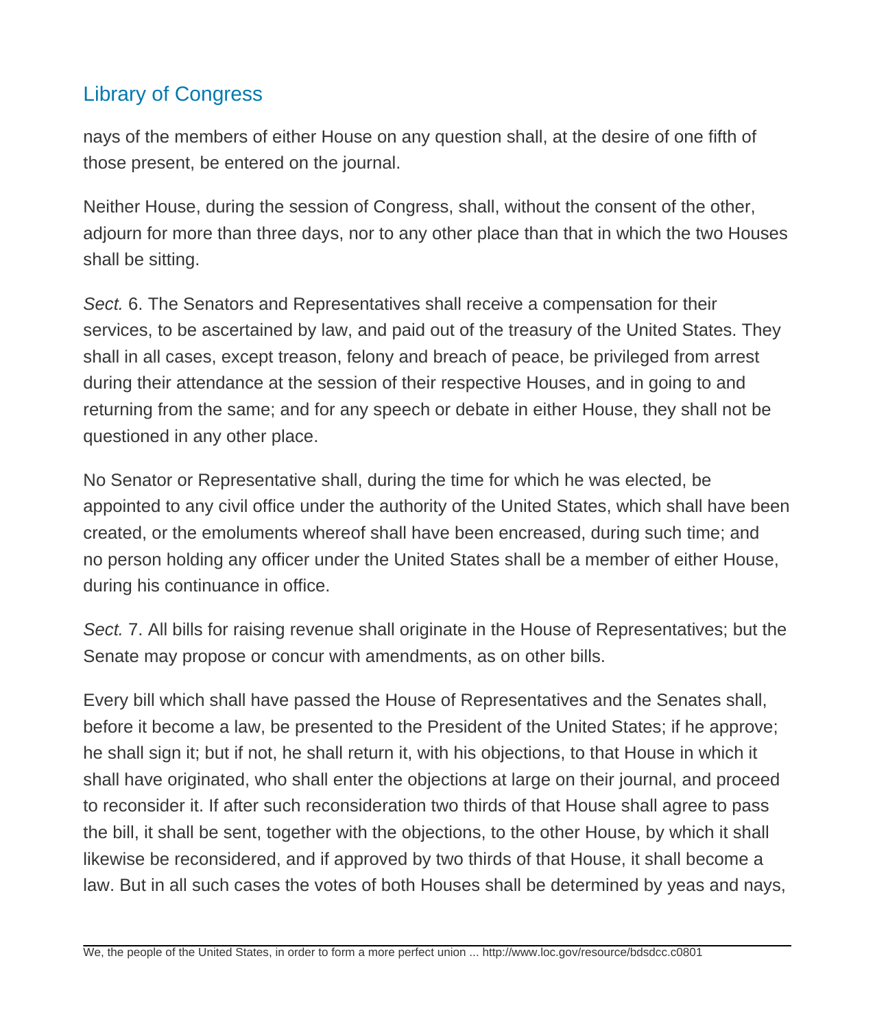nays of the members of either House on any question shall, at the desire of one fifth of those present, be entered on the journal.

Neither House, during the session of Congress, shall, without the consent of the other, adjourn for more than three days, nor to any other place than that in which the two Houses shall be sitting.

*Sect.* 6. The Senators and Representatives shall receive a compensation for their services, to be ascertained by law, and paid out of the treasury of the United States. They shall in all cases, except treason, felony and breach of peace, be privileged from arrest during their attendance at the session of their respective Houses, and in going to and returning from the same; and for any speech or debate in either House, they shall not be questioned in any other place.

No Senator or Representative shall, during the time for which he was elected, be appointed to any civil office under the authority of the United States, which shall have been created, or the emoluments whereof shall have been encreased, during such time; and no person holding any officer under the United States shall be a member of either House, during his continuance in office.

*Sect.* 7. All bills for raising revenue shall originate in the House of Representatives; but the Senate may propose or concur with amendments, as on other bills.

Every bill which shall have passed the House of Representatives and the Senates shall, before it become a law, be presented to the President of the United States; if he approve; he shall sign it; but if not, he shall return it, with his objections, to that House in which it shall have originated, who shall enter the objections at large on their journal, and proceed to reconsider it. If after such reconsideration two thirds of that House shall agree to pass the bill, it shall be sent, together with the objections, to the other House, by which it shall likewise be reconsidered, and if approved by two thirds of that House, it shall become a law. But in all such cases the votes of both Houses shall be determined by yeas and nays,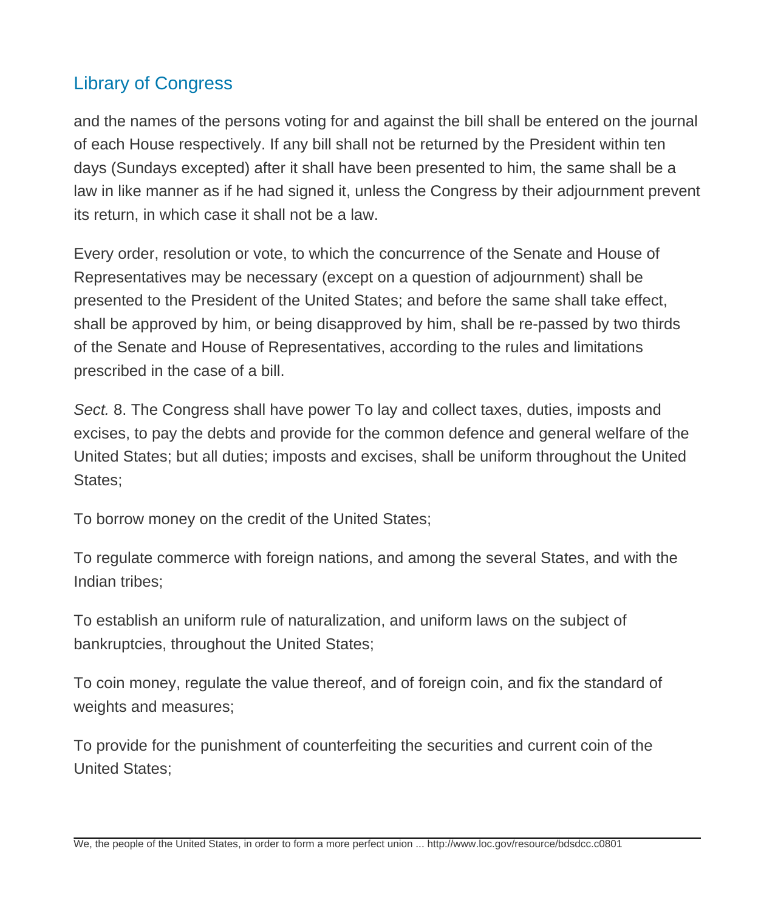and the names of the persons voting for and against the bill shall be entered on the journal of each House respectively. If any bill shall not be returned by the President within ten days (Sundays excepted) after it shall have been presented to him, the same shall be a law in like manner as if he had signed it, unless the Congress by their adjournment prevent its return, in which case it shall not be a law.

Every order, resolution or vote, to which the concurrence of the Senate and House of Representatives may be necessary (except on a question of adjournment) shall be presented to the President of the United States; and before the same shall take effect, shall be approved by him, or being disapproved by him, shall be re-passed by two thirds of the Senate and House of Representatives, according to the rules and limitations prescribed in the case of a bill.

*Sect.* 8. The Congress shall have power To lay and collect taxes, duties, imposts and excises, to pay the debts and provide for the common defence and general welfare of the United States; but all duties; imposts and excises, shall be uniform throughout the United States;

To borrow money on the credit of the United States;

To regulate commerce with foreign nations, and among the several States, and with the Indian tribes;

To establish an uniform rule of naturalization, and uniform laws on the subject of bankruptcies, throughout the United States;

To coin money, regulate the value thereof, and of foreign coin, and fix the standard of weights and measures;

To provide for the punishment of counterfeiting the securities and current coin of the United States;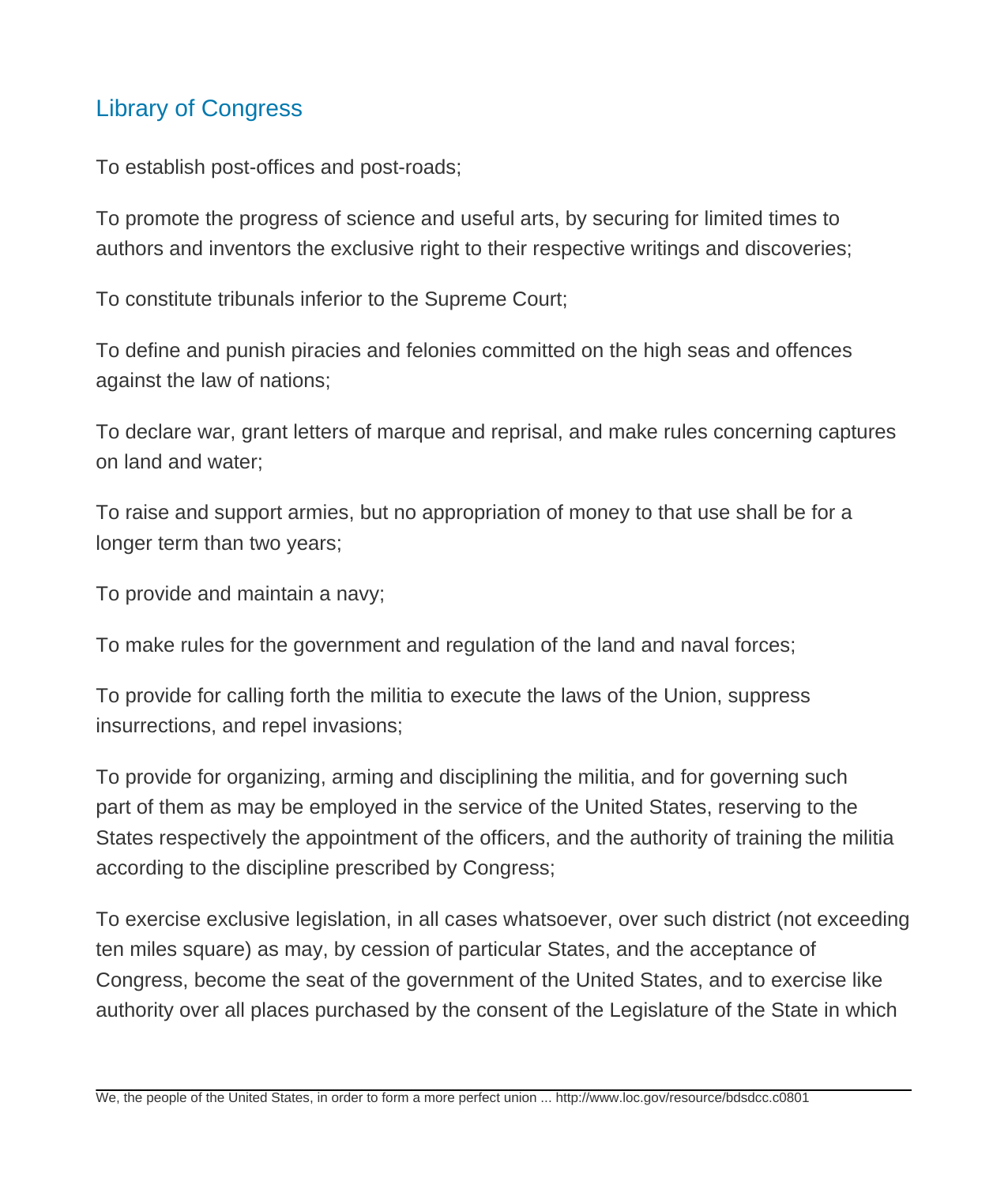To establish post-offices and post-roads;

To promote the progress of science and useful arts, by securing for limited times to authors and inventors the exclusive right to their respective writings and discoveries;

To constitute tribunals inferior to the Supreme Court;

To define and punish piracies and felonies committed on the high seas and offences against the law of nations;

To declare war, grant letters of marque and reprisal, and make rules concerning captures on land and water;

To raise and support armies, but no appropriation of money to that use shall be for a longer term than two years;

To provide and maintain a navy;

To make rules for the government and regulation of the land and naval forces;

To provide for calling forth the militia to execute the laws of the Union, suppress insurrections, and repel invasions;

To provide for organizing, arming and disciplining the militia, and for governing such part of them as may be employed in the service of the United States, reserving to the States respectively the appointment of the officers, and the authority of training the militia according to the discipline prescribed by Congress;

To exercise exclusive legislation, in all cases whatsoever, over such district (not exceeding ten miles square) as may, by cession of particular States, and the acceptance of Congress, become the seat of the government of the United States, and to exercise like authority over all places purchased by the consent of the Legislature of the State in which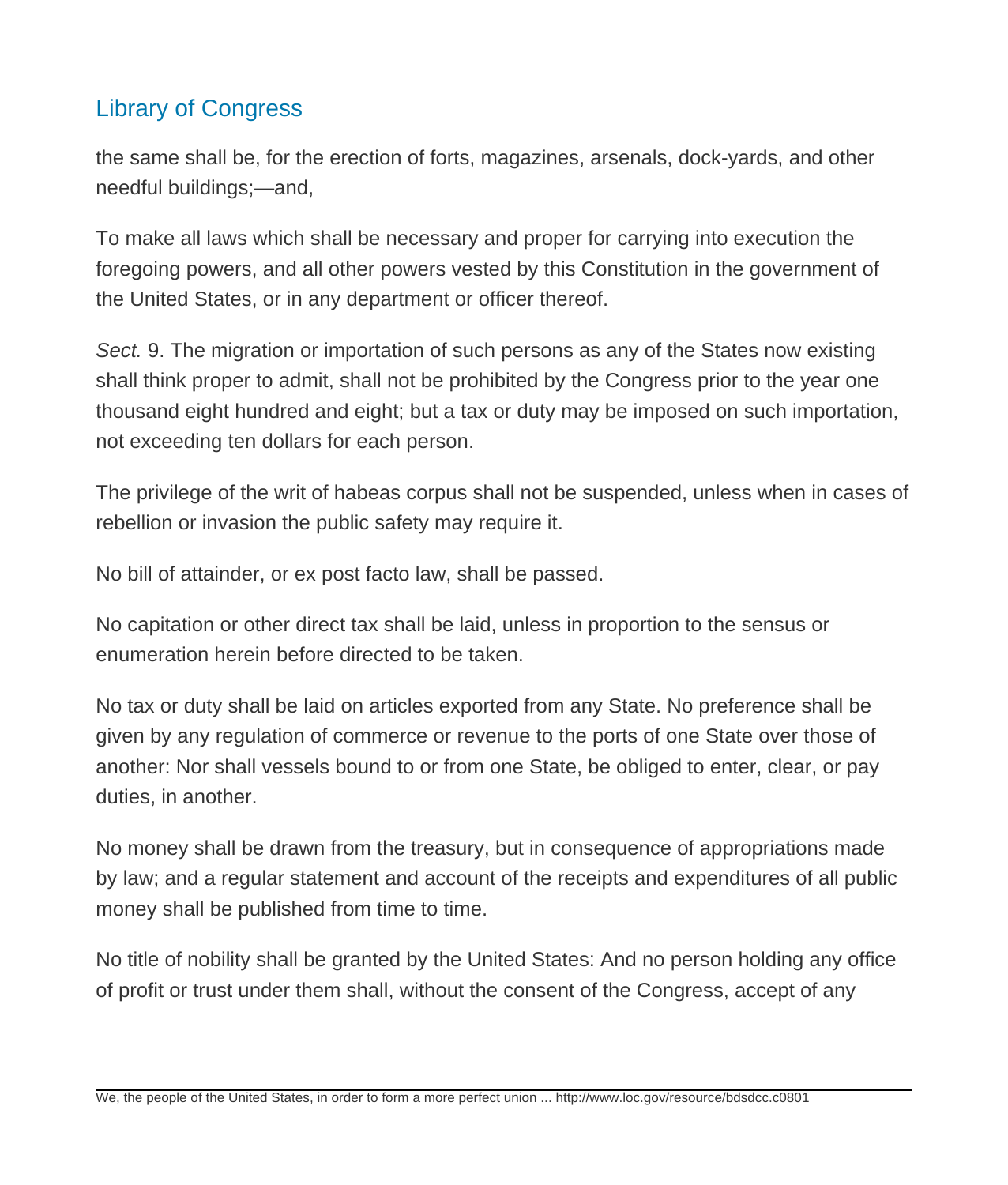the same shall be, for the erection of forts, magazines, arsenals, dock-yards, and other needful buildings;—and,

To make all laws which shall be necessary and proper for carrying into execution the foregoing powers, and all other powers vested by this Constitution in the government of the United States, or in any department or officer thereof.

*Sect.* 9. The migration or importation of such persons as any of the States now existing shall think proper to admit, shall not be prohibited by the Congress prior to the year one thousand eight hundred and eight; but a tax or duty may be imposed on such importation, not exceeding ten dollars for each person.

The privilege of the writ of habeas corpus shall not be suspended, unless when in cases of rebellion or invasion the public safety may require it.

No bill of attainder, or ex post facto law, shall be passed.

No capitation or other direct tax shall be laid, unless in proportion to the sensus or enumeration herein before directed to be taken.

No tax or duty shall be laid on articles exported from any State. No preference shall be given by any regulation of commerce or revenue to the ports of one State over those of another: Nor shall vessels bound to or from one State, be obliged to enter, clear, or pay duties, in another.

No money shall be drawn from the treasury, but in consequence of appropriations made by law; and a regular statement and account of the receipts and expenditures of all public money shall be published from time to time.

No title of nobility shall be granted by the United States: And no person holding any office of profit or trust under them shall, without the consent of the Congress, accept of any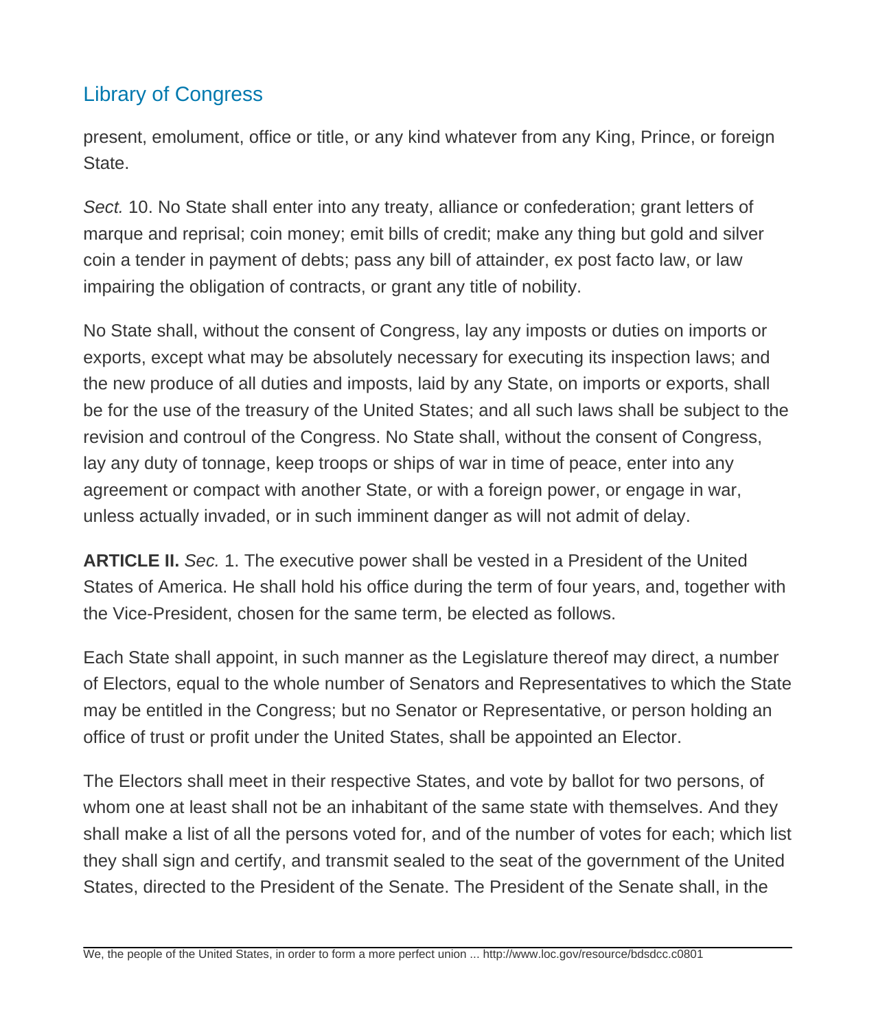present, emolument, office or title, or any kind whatever from any King, Prince, or foreign State.

*Sect.* 10. No State shall enter into any treaty, alliance or confederation; grant letters of marque and reprisal; coin money; emit bills of credit; make any thing but gold and silver coin a tender in payment of debts; pass any bill of attainder, ex post facto law, or law impairing the obligation of contracts, or grant any title of nobility.

No State shall, without the consent of Congress, lay any imposts or duties on imports or exports, except what may be absolutely necessary for executing its inspection laws; and the new produce of all duties and imposts, laid by any State, on imports or exports, shall be for the use of the treasury of the United States; and all such laws shall be subject to the revision and controul of the Congress. No State shall, without the consent of Congress, lay any duty of tonnage, keep troops or ships of war in time of peace, enter into any agreement or compact with another State, or with a foreign power, or engage in war, unless actually invaded, or in such imminent danger as will not admit of delay.

**ARTICLE II.** *Sec.* 1. The executive power shall be vested in a President of the United States of America. He shall hold his office during the term of four years, and, together with the Vice-President, chosen for the same term, be elected as follows.

Each State shall appoint, in such manner as the Legislature thereof may direct, a number of Electors, equal to the whole number of Senators and Representatives to which the State may be entitled in the Congress; but no Senator or Representative, or person holding an office of trust or profit under the United States, shall be appointed an Elector.

The Electors shall meet in their respective States, and vote by ballot for two persons, of whom one at least shall not be an inhabitant of the same state with themselves. And they shall make a list of all the persons voted for, and of the number of votes for each; which list they shall sign and certify, and transmit sealed to the seat of the government of the United States, directed to the President of the Senate. The President of the Senate shall, in the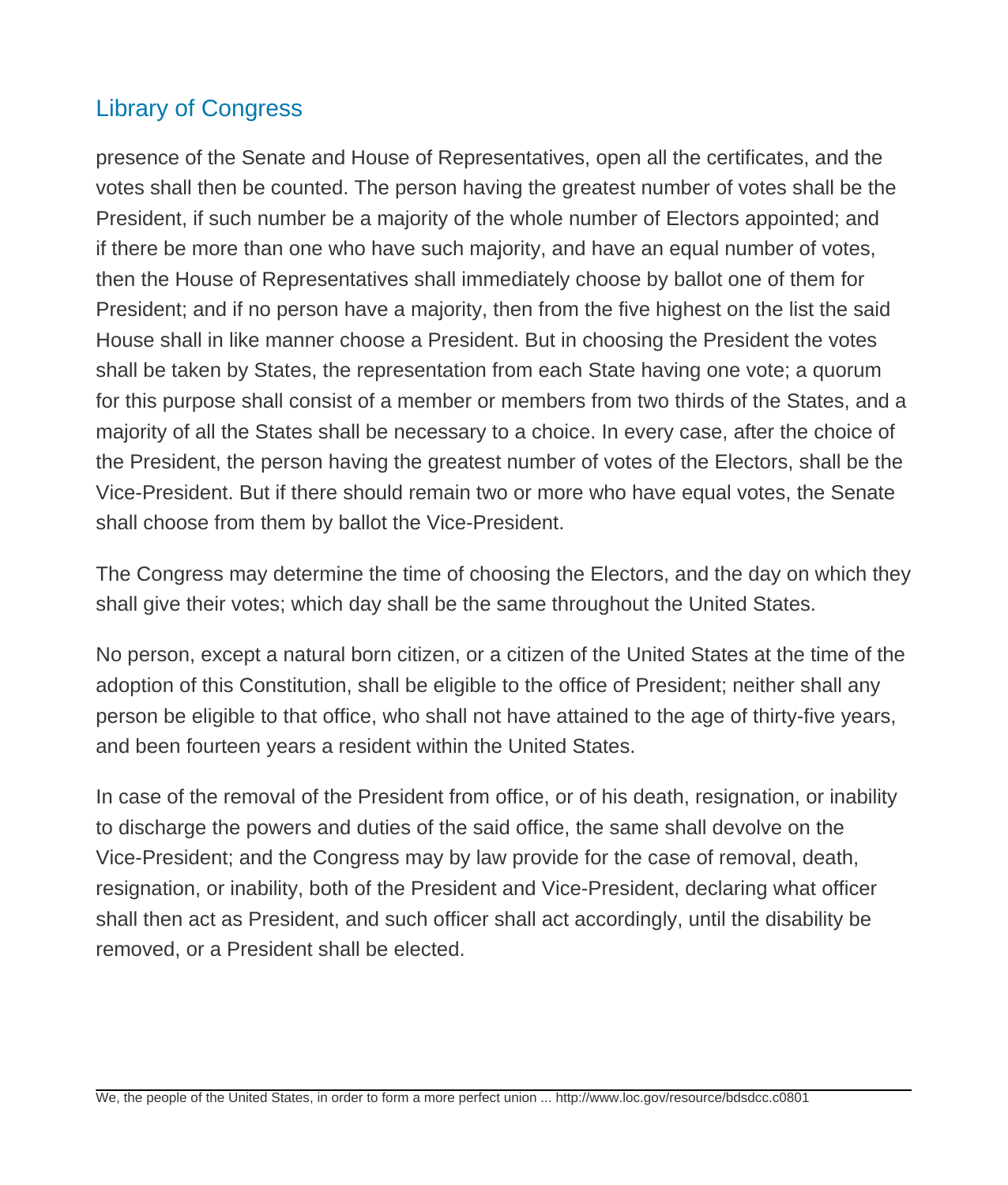presence of the Senate and House of Representatives, open all the certificates, and the votes shall then be counted. The person having the greatest number of votes shall be the President, if such number be a majority of the whole number of Electors appointed; and if there be more than one who have such majority, and have an equal number of votes, then the House of Representatives shall immediately choose by ballot one of them for President; and if no person have a majority, then from the five highest on the list the said House shall in like manner choose a President. But in choosing the President the votes shall be taken by States, the representation from each State having one vote; a quorum for this purpose shall consist of a member or members from two thirds of the States, and a majority of all the States shall be necessary to a choice. In every case, after the choice of the President, the person having the greatest number of votes of the Electors, shall be the Vice-President. But if there should remain two or more who have equal votes, the Senate shall choose from them by ballot the Vice-President.

The Congress may determine the time of choosing the Electors, and the day on which they shall give their votes; which day shall be the same throughout the United States.

No person, except a natural born citizen, or a citizen of the United States at the time of the adoption of this Constitution, shall be eligible to the office of President; neither shall any person be eligible to that office, who shall not have attained to the age of thirty-five years, and been fourteen years a resident within the United States.

In case of the removal of the President from office, or of his death, resignation, or inability to discharge the powers and duties of the said office, the same shall devolve on the Vice-President; and the Congress may by law provide for the case of removal, death, resignation, or inability, both of the President and Vice-President, declaring what officer shall then act as President, and such officer shall act accordingly, until the disability be removed, or a President shall be elected.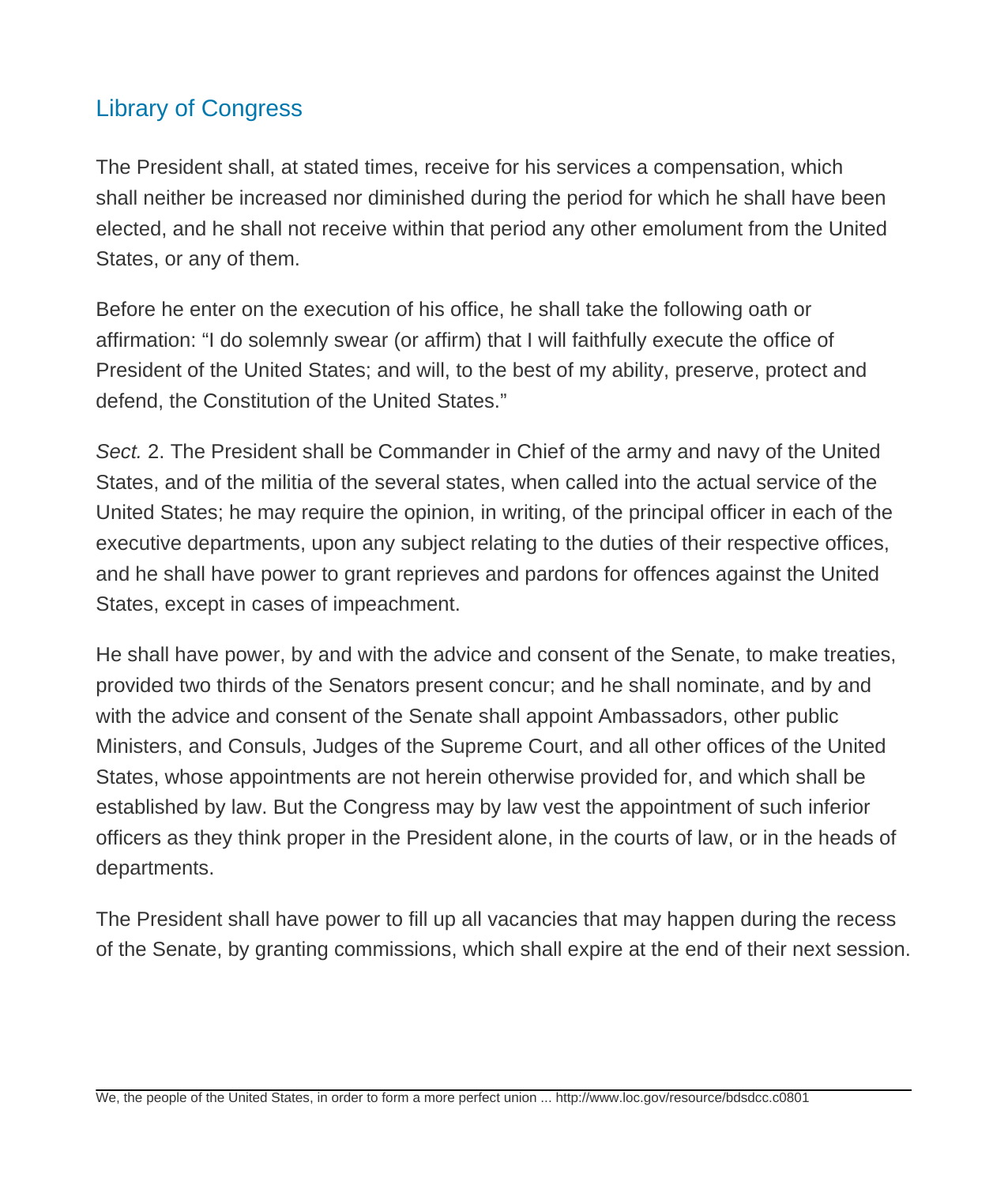The President shall, at stated times, receive for his services a compensation, which shall neither be increased nor diminished during the period for which he shall have been elected, and he shall not receive within that period any other emolument from the United States, or any of them.

Before he enter on the execution of his office, he shall take the following oath or affirmation: "I do solemnly swear (or affirm) that I will faithfully execute the office of President of the United States; and will, to the best of my ability, preserve, protect and defend, the Constitution of the United States."

*Sect.* 2. The President shall be Commander in Chief of the army and navy of the United States, and of the militia of the several states, when called into the actual service of the United States; he may require the opinion, in writing, of the principal officer in each of the executive departments, upon any subject relating to the duties of their respective offices, and he shall have power to grant reprieves and pardons for offences against the United States, except in cases of impeachment.

He shall have power, by and with the advice and consent of the Senate, to make treaties, provided two thirds of the Senators present concur; and he shall nominate, and by and with the advice and consent of the Senate shall appoint Ambassadors, other public Ministers, and Consuls, Judges of the Supreme Court, and all other offices of the United States, whose appointments are not herein otherwise provided for, and which shall be established by law. But the Congress may by law vest the appointment of such inferior officers as they think proper in the President alone, in the courts of law, or in the heads of departments.

The President shall have power to fill up all vacancies that may happen during the recess of the Senate, by granting commissions, which shall expire at the end of their next session.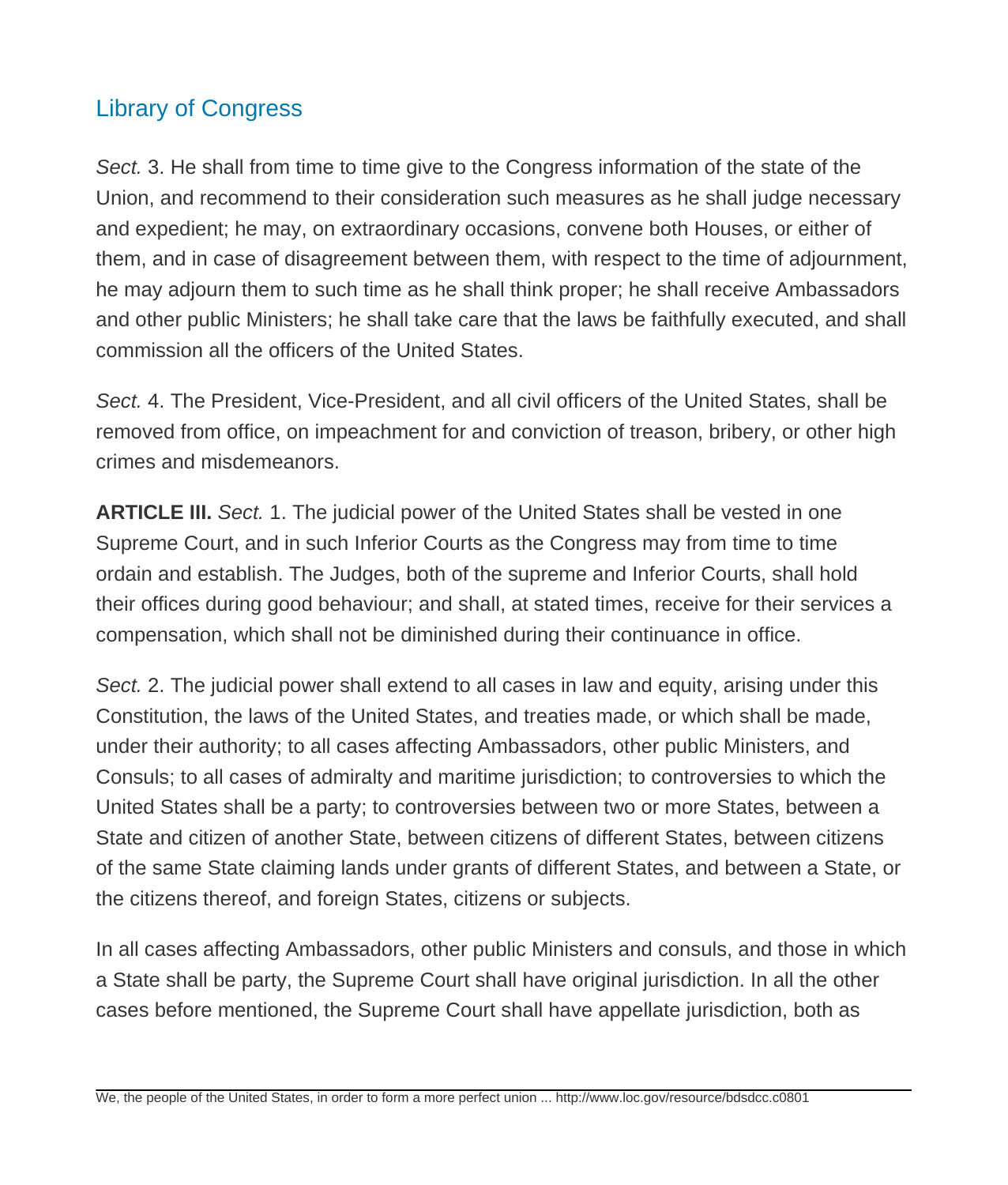*Sect.* 3. He shall from time to time give to the Congress information of the state of the Union, and recommend to their consideration such measures as he shall judge necessary and expedient; he may, on extraordinary occasions, convene both Houses, or either of them, and in case of disagreement between them, with respect to the time of adjournment, he may adjourn them to such time as he shall think proper; he shall receive Ambassadors and other public Ministers; he shall take care that the laws be faithfully executed, and shall commission all the officers of the United States.

*Sect.* 4. The President, Vice-President, and all civil officers of the United States, shall be removed from office, on impeachment for and conviction of treason, bribery, or other high crimes and misdemeanors.

**ARTICLE III.** *Sect.* 1. The judicial power of the United States shall be vested in one Supreme Court, and in such Inferior Courts as the Congress may from time to time ordain and establish. The Judges, both of the supreme and Inferior Courts, shall hold their offices during good behaviour; and shall, at stated times, receive for their services a compensation, which shall not be diminished during their continuance in office.

*Sect.* 2. The judicial power shall extend to all cases in law and equity, arising under this Constitution, the laws of the United States, and treaties made, or which shall be made, under their authority; to all cases affecting Ambassadors, other public Ministers, and Consuls; to all cases of admiralty and maritime jurisdiction; to controversies to which the United States shall be a party; to controversies between two or more States, between a State and citizen of another State, between citizens of different States, between citizens of the same State claiming lands under grants of different States, and between a State, or the citizens thereof, and foreign States, citizens or subjects.

In all cases affecting Ambassadors, other public Ministers and consuls, and those in which a State shall be party, the Supreme Court shall have original jurisdiction. In all the other cases before mentioned, the Supreme Court shall have appellate jurisdiction, both as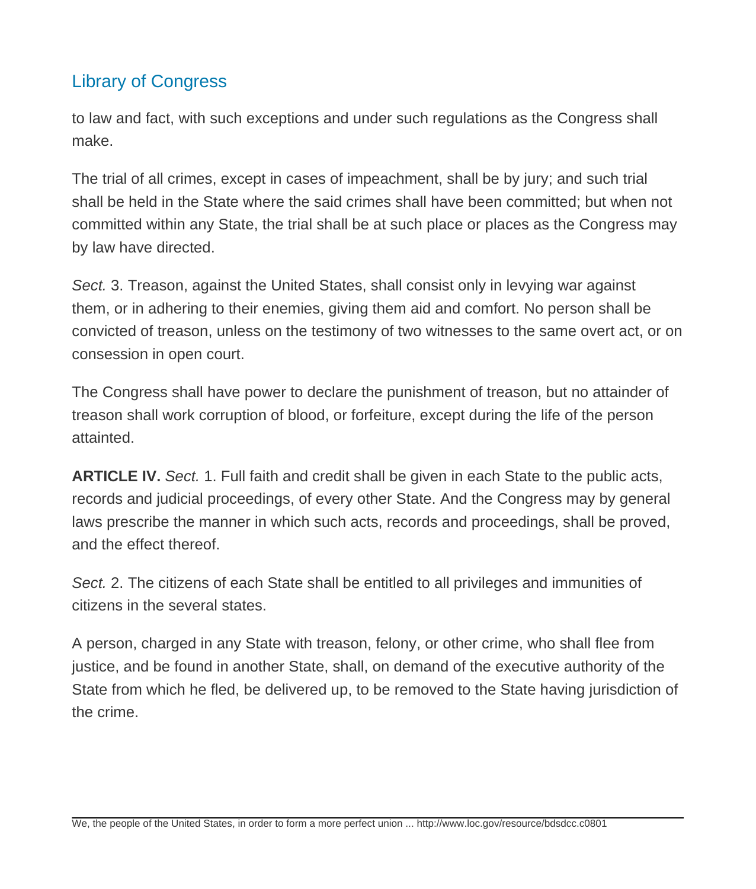to law and fact, with such exceptions and under such regulations as the Congress shall make.

The trial of all crimes, except in cases of impeachment, shall be by jury; and such trial shall be held in the State where the said crimes shall have been committed; but when not committed within any State, the trial shall be at such place or places as the Congress may by law have directed.

*Sect.* 3. Treason, against the United States, shall consist only in levying war against them, or in adhering to their enemies, giving them aid and comfort. No person shall be convicted of treason, unless on the testimony of two witnesses to the same overt act, or on consession in open court.

The Congress shall have power to declare the punishment of treason, but no attainder of treason shall work corruption of blood, or forfeiture, except during the life of the person attainted.

**ARTICLE IV.** *Sect.* 1. Full faith and credit shall be given in each State to the public acts, records and judicial proceedings, of every other State. And the Congress may by general laws prescribe the manner in which such acts, records and proceedings, shall be proved, and the effect thereof.

*Sect.* 2. The citizens of each State shall be entitled to all privileges and immunities of citizens in the several states.

A person, charged in any State with treason, felony, or other crime, who shall flee from justice, and be found in another State, shall, on demand of the executive authority of the State from which he fled, be delivered up, to be removed to the State having jurisdiction of the crime.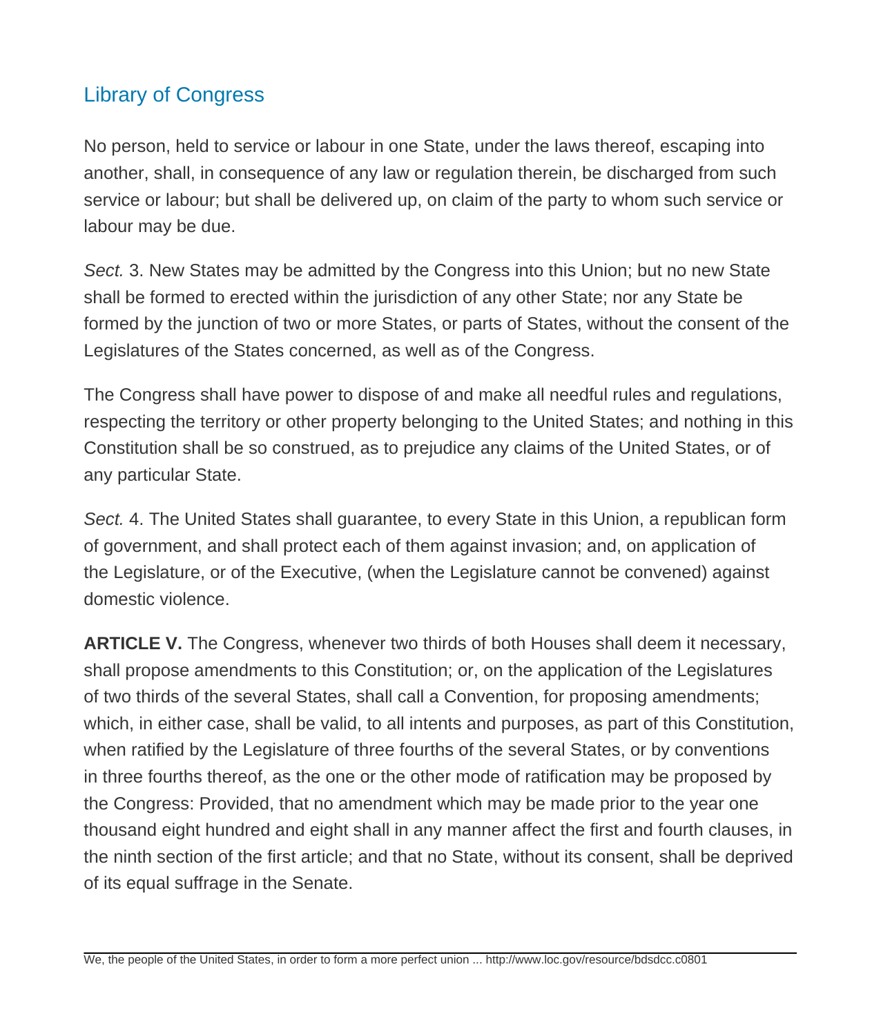No person, held to service or labour in one State, under the laws thereof, escaping into another, shall, in consequence of any law or regulation therein, be discharged from such service or labour; but shall be delivered up, on claim of the party to whom such service or labour may be due.

*Sect.* 3. New States may be admitted by the Congress into this Union; but no new State shall be formed to erected within the jurisdiction of any other State; nor any State be formed by the junction of two or more States, or parts of States, without the consent of the Legislatures of the States concerned, as well as of the Congress.

The Congress shall have power to dispose of and make all needful rules and regulations, respecting the territory or other property belonging to the United States; and nothing in this Constitution shall be so construed, as to prejudice any claims of the United States, or of any particular State.

*Sect.* 4. The United States shall guarantee, to every State in this Union, a republican form of government, and shall protect each of them against invasion; and, on application of the Legislature, or of the Executive, (when the Legislature cannot be convened) against domestic violence.

**ARTICLE V.** The Congress, whenever two thirds of both Houses shall deem it necessary, shall propose amendments to this Constitution; or, on the application of the Legislatures of two thirds of the several States, shall call a Convention, for proposing amendments; which, in either case, shall be valid, to all intents and purposes, as part of this Constitution, when ratified by the Legislature of three fourths of the several States, or by conventions in three fourths thereof, as the one or the other mode of ratification may be proposed by the Congress: Provided, that no amendment which may be made prior to the year one thousand eight hundred and eight shall in any manner affect the first and fourth clauses, in the ninth section of the first article; and that no State, without its consent, shall be deprived of its equal suffrage in the Senate.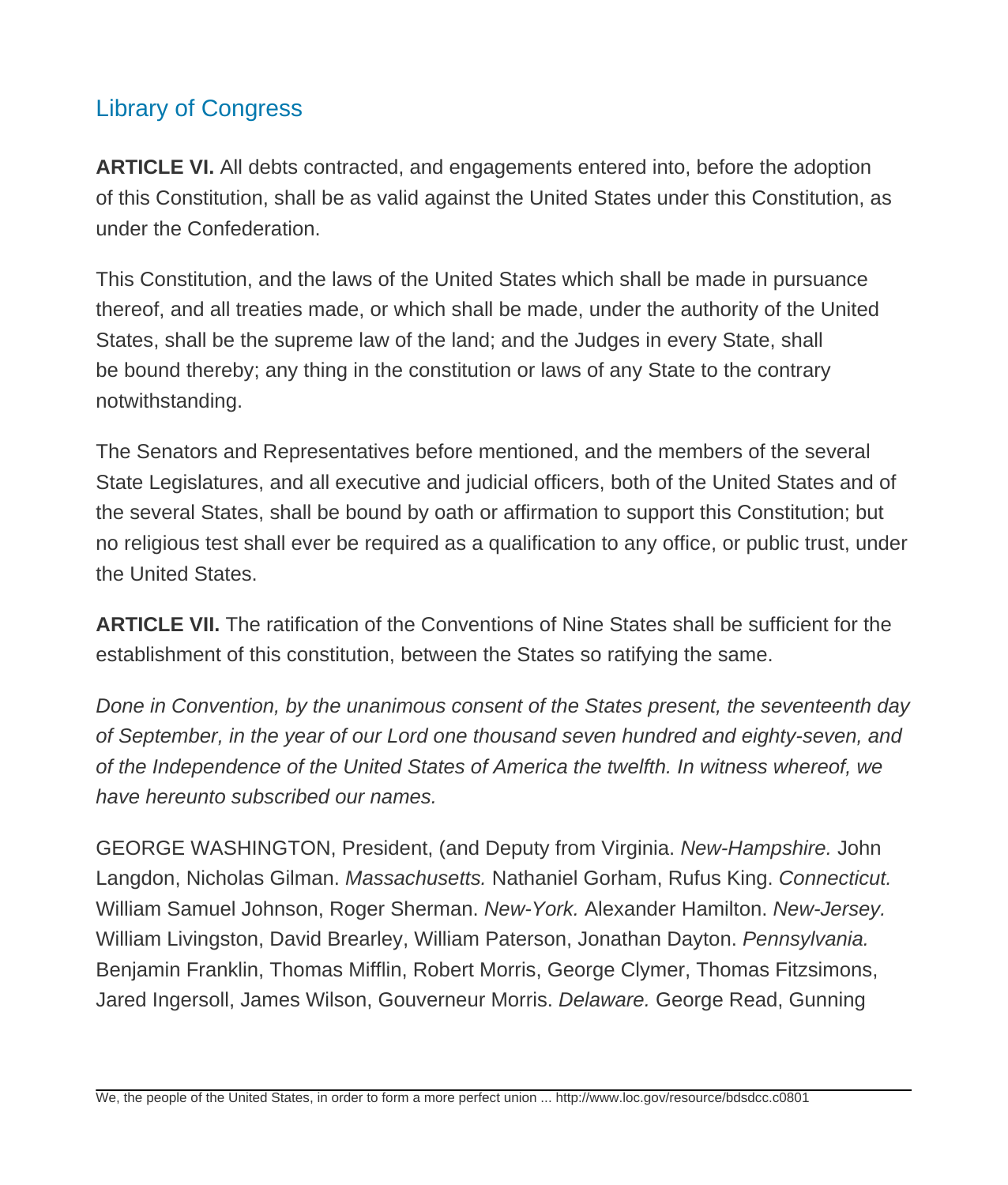**ARTICLE VI.** All debts contracted, and engagements entered into, before the adoption of this Constitution, shall be as valid against the United States under this Constitution, as under the Confederation.

This Constitution, and the laws of the United States which shall be made in pursuance thereof, and all treaties made, or which shall be made, under the authority of the United States, shall be the supreme law of the land; and the Judges in every State, shall be bound thereby; any thing in the constitution or laws of any State to the contrary notwithstanding.

The Senators and Representatives before mentioned, and the members of the several State Legislatures, and all executive and judicial officers, both of the United States and of the several States, shall be bound by oath or affirmation to support this Constitution; but no religious test shall ever be required as a qualification to any office, or public trust, under the United States.

**ARTICLE VII.** The ratification of the Conventions of Nine States shall be sufficient for the establishment of this constitution, between the States so ratifying the same.

*Done in Convention, by the unanimous consent of the States present, the seventeenth day of September, in the year of our Lord one thousand seven hundred and eighty-seven, and of the Independence of the United States of America the twelfth. In witness whereof, we have hereunto subscribed our names.*

GEORGE WASHINGTON, President, (and Deputy from Virginia. *New-Hampshire.* John Langdon, Nicholas Gilman. *Massachusetts.* Nathaniel Gorham, Rufus King. *Connecticut.* William Samuel Johnson, Roger Sherman. *New-York.* Alexander Hamilton. *New-Jersey.* William Livingston, David Brearley, William Paterson, Jonathan Dayton. *Pennsylvania.* Benjamin Franklin, Thomas Mifflin, Robert Morris, George Clymer, Thomas Fitzsimons, Jared Ingersoll, James Wilson, Gouverneur Morris. *Delaware.* George Read, Gunning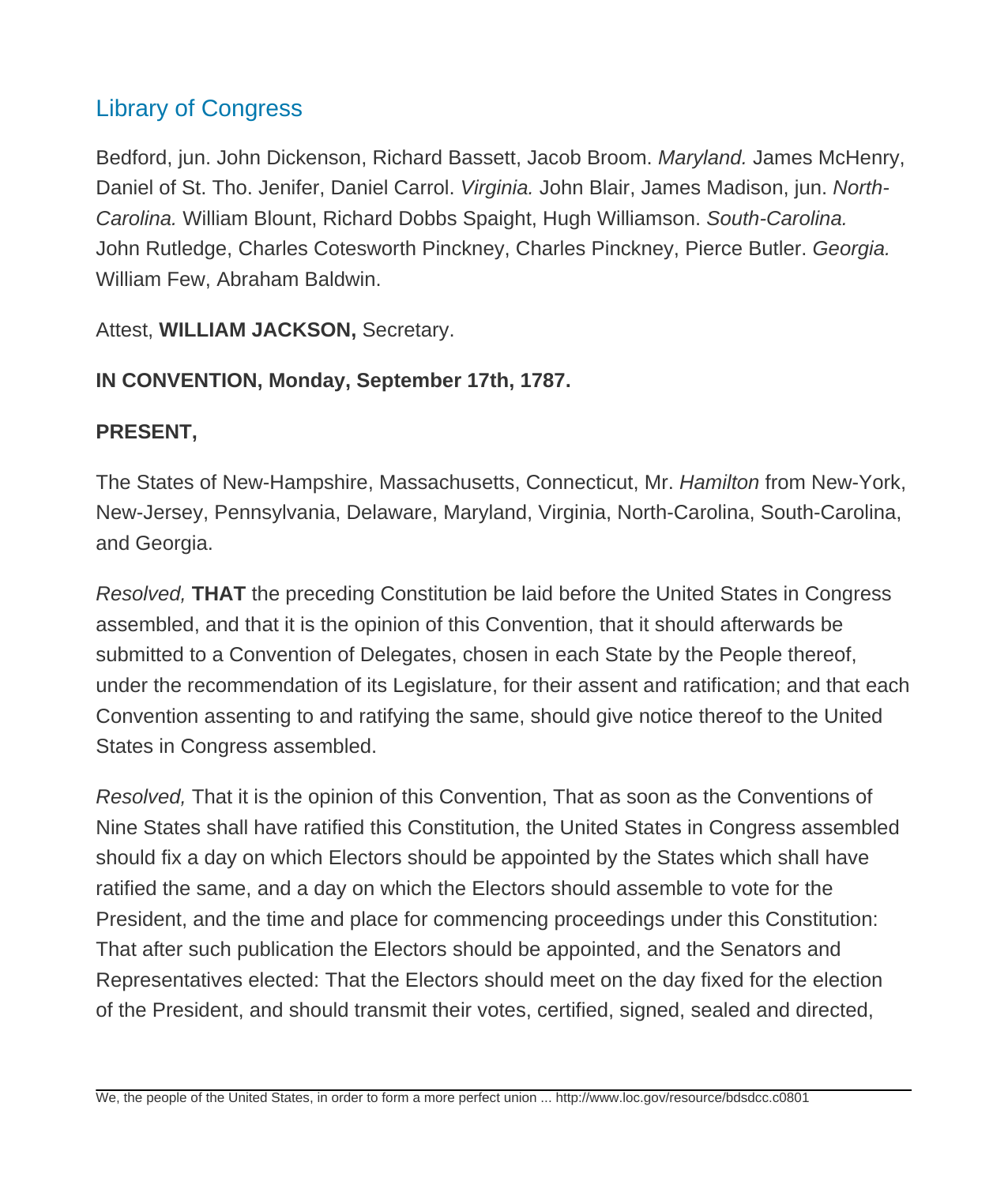Bedford, jun. John Dickenson, Richard Bassett, Jacob Broom. *Maryland.* James McHenry, Daniel of St. Tho. Jenifer, Daniel Carrol. *Virginia.* John Blair, James Madison, jun. *North-Carolina.* William Blount, Richard Dobbs Spaight, Hugh Williamson. *South-Carolina.* John Rutledge, Charles Cotesworth Pinckney, Charles Pinckney, Pierce Butler. *Georgia.* William Few, Abraham Baldwin.

Attest, **WILLIAM JACKSON,** Secretary.

**IN CONVENTION, Monday, September 17th, 1787.**

**PRESENT,**

The States of New-Hampshire, Massachusetts, Connecticut, Mr. *Hamilton* from New-York, New-Jersey, Pennsylvania, Delaware, Maryland, Virginia, North-Carolina, South-Carolina, and Georgia.

*Resolved,* **THAT** the preceding Constitution be laid before the United States in Congress assembled, and that it is the opinion of this Convention, that it should afterwards be submitted to a Convention of Delegates, chosen in each State by the People thereof, under the recommendation of its Legislature, for their assent and ratification; and that each Convention assenting to and ratifying the same, should give notice thereof to the United States in Congress assembled.

*Resolved,* That it is the opinion of this Convention, That as soon as the Conventions of Nine States shall have ratified this Constitution, the United States in Congress assembled should fix a day on which Electors should be appointed by the States which shall have ratified the same, and a day on which the Electors should assemble to vote for the President, and the time and place for commencing proceedings under this Constitution: That after such publication the Electors should be appointed, and the Senators and Representatives elected: That the Electors should meet on the day fixed for the election of the President, and should transmit their votes, certified, signed, sealed and directed,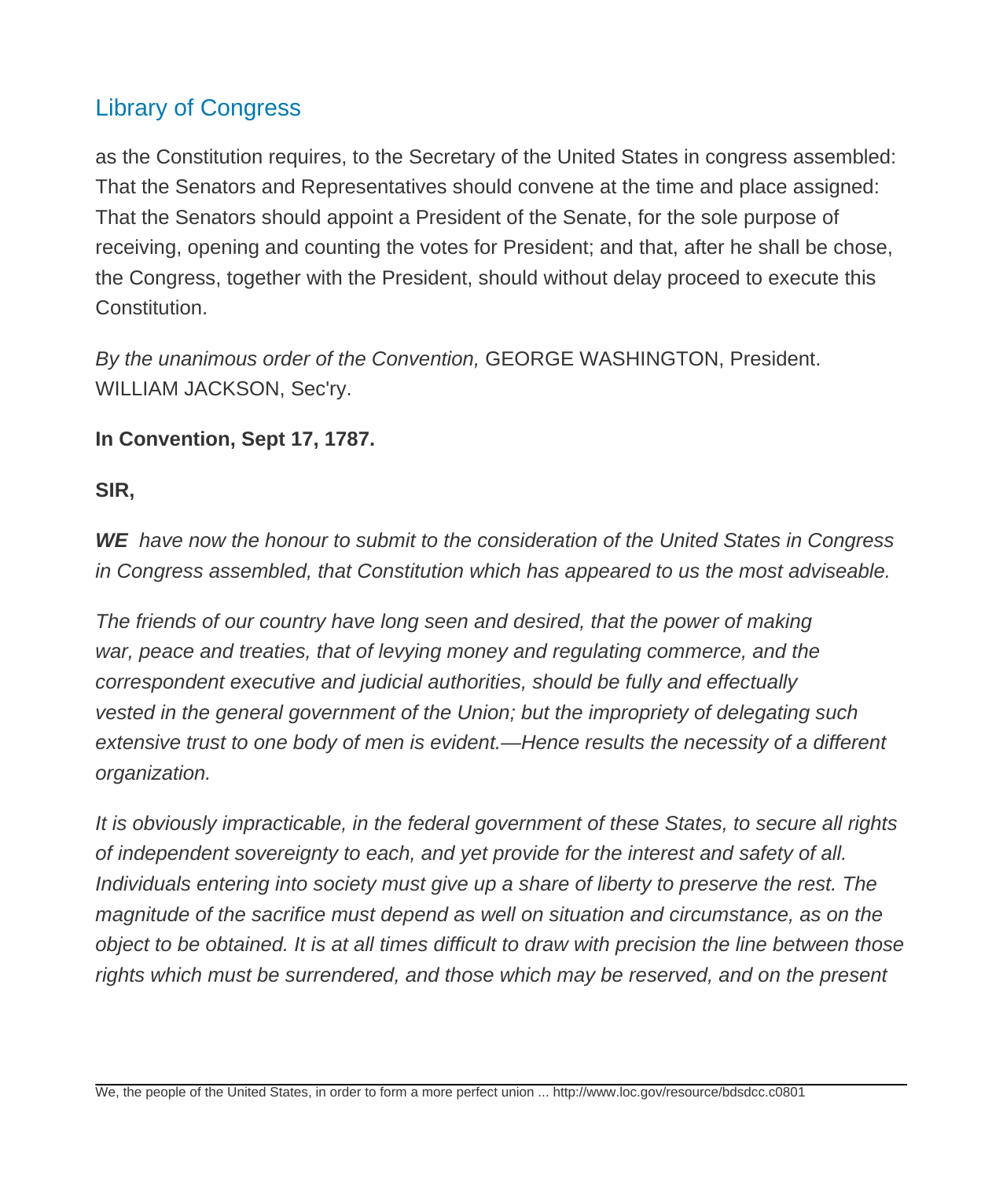as the Constitution requires, to the Secretary of the United States in congress assembled: That the Senators and Representatives should convene at the time and place assigned: That the Senators should appoint a President of the Senate, for the sole purpose of receiving, opening and counting the votes for President; and that, after he shall be chose, the Congress, together with the President, should without delay proceed to execute this Constitution.

*By the unanimous order of the Convention,* GEORGE WASHINGTON, President. WILLIAM JACKSON, Sec'ry.

**In Convention, Sept 17, 1787.**

**SIR,**

***WE*** *have now the honour to submit to the consideration of the United States in Congress in Congress assembled, that Constitution which has appeared to us the most adviseable.*

*The friends of our country have long seen and desired, that the power of making war, peace and treaties, that of levying money and regulating commerce, and the correspondent executive and judicial authorities, should be fully and effectually vested in the general government of the Union; but the impropriety of delegating such extensive trust to one body of men is evident.—Hence results the necessity of a different organization.*

*It is obviously impracticable, in the federal government of these States, to secure all rights of independent sovereignty to each, and yet provide for the interest and safety of all. Individuals entering into society must give up a share of liberty to preserve the rest. The magnitude of the sacrifice must depend as well on situation and circumstance, as on the object to be obtained. It is at all times difficult to draw with precision the line between those rights which must be surrendered, and those which may be reserved, and on the present*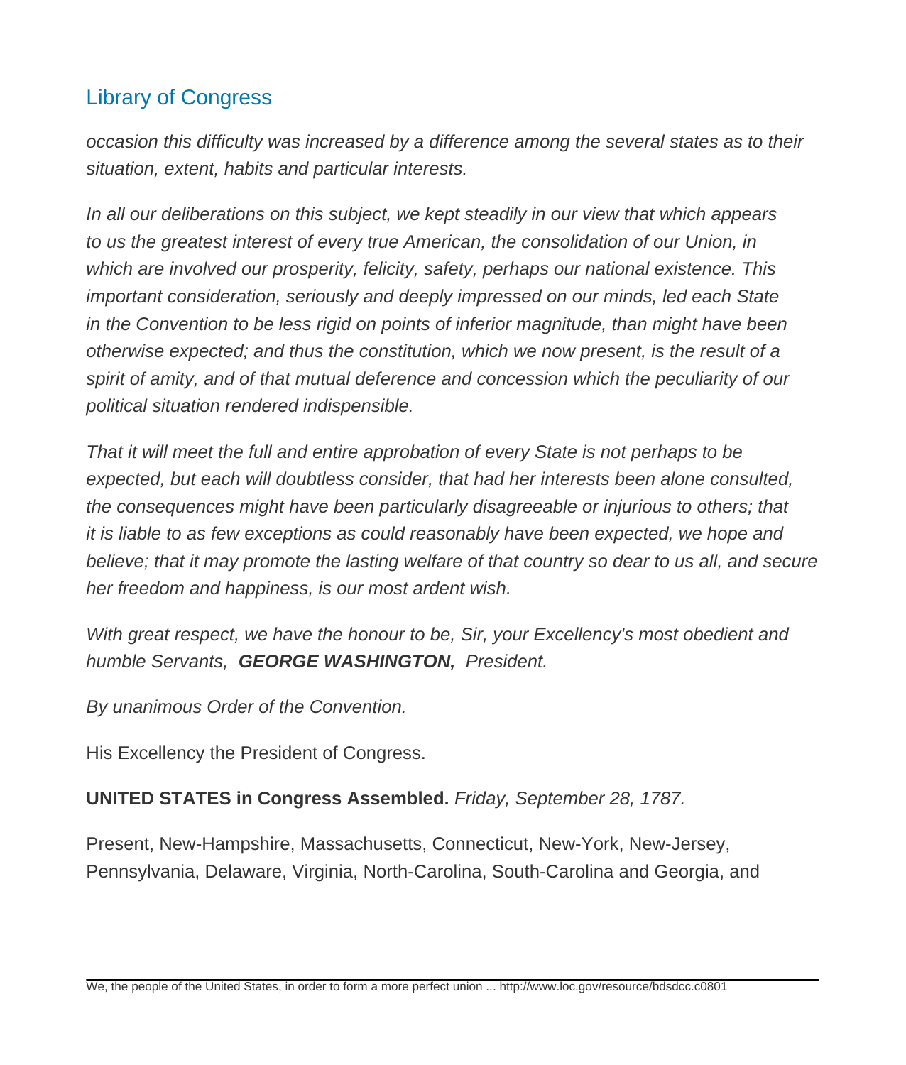*occasion this difficulty was increased by a difference among the several states as to their situation, extent, habits and particular interests.*

*In all our deliberations on this subject, we kept steadily in our view that which appears to us the greatest interest of every true American, the consolidation of our Union, in which are involved our prosperity, felicity, safety, perhaps our national existence. This important consideration, seriously and deeply impressed on our minds, led each State in the Convention to be less rigid on points of inferior magnitude, than might have been otherwise expected; and thus the constitution, which we now present, is the result of a spirit of amity, and of that mutual deference and concession which the peculiarity of our political situation rendered indispensible.*

*That it will meet the full and entire approbation of every State is not perhaps to be expected, but each will doubtless consider, that had her interests been alone consulted, the consequences might have been particularly disagreeable or injurious to others; that it is liable to as few exceptions as could reasonably have been expected, we hope and believe; that it may promote the lasting welfare of that country so dear to us all, and secure her freedom and happiness, is our most ardent wish.*

*With great respect, we have the honour to be, Sir, your Excellency's most obedient and humble Servants,* ***GEORGE WASHINGTON,*** *President.*

*By unanimous Order of the Convention.*

His Excellency the President of Congress.

**UNITED STATES in Congress Assembled.** *Friday, September 28, 1787.*

Present, New-Hampshire, Massachusetts, Connecticut, New-York, New-Jersey, Pennsylvania, Delaware, Virginia, North-Carolina, South-Carolina and Georgia, and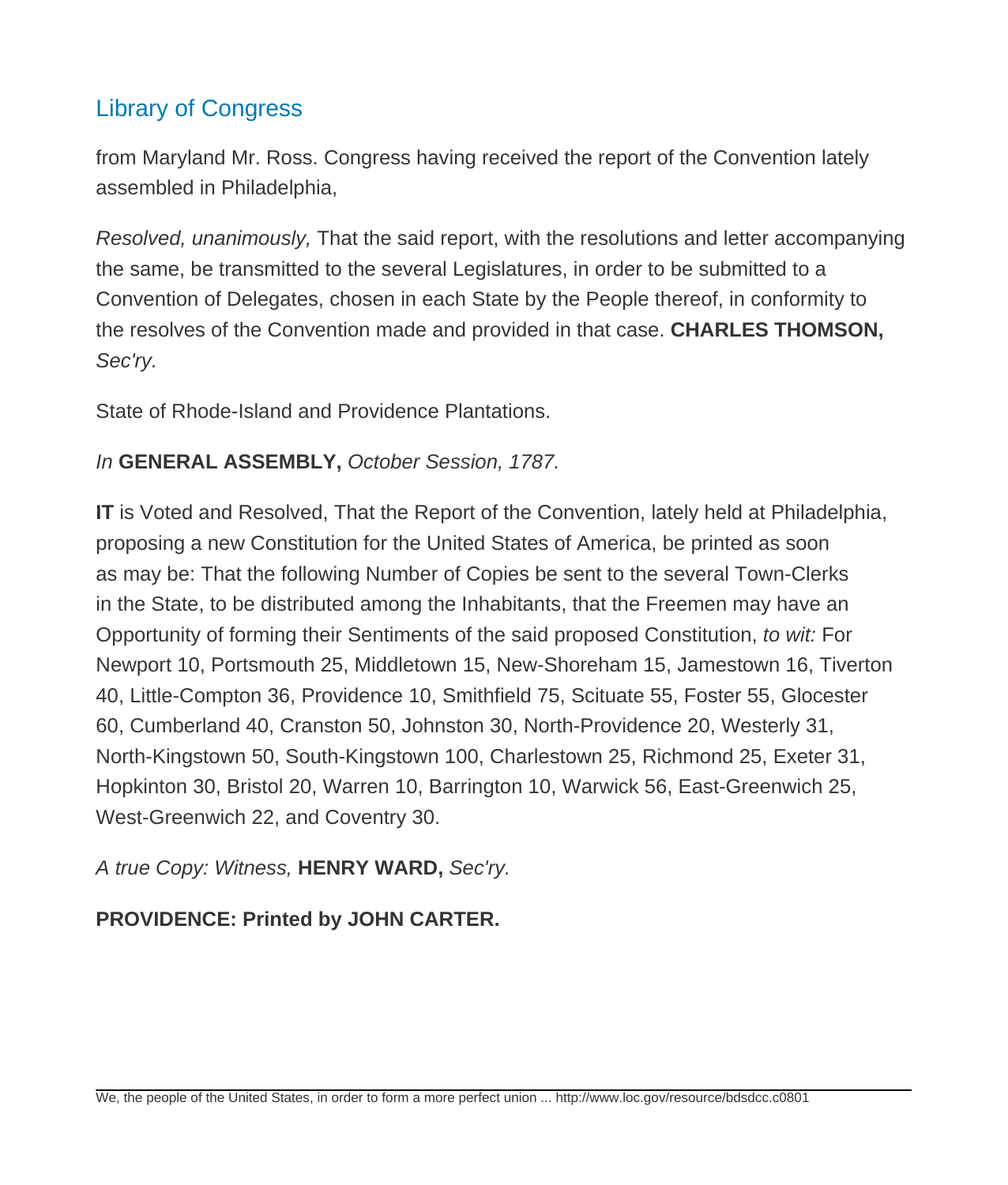from Maryland Mr. Ross. Congress having received the report of the Convention lately assembled in Philadelphia,

*Resolved, unanimously,* That the said report, with the resolutions and letter accompanying the same, be transmitted to the several Legislatures, in order to be submitted to a Convention of Delegates, chosen in each State by the People thereof, in conformity to the resolves of the Convention made and provided in that case. **CHARLES THOMSON,** *Sec'ry.*

State of Rhode-Island and Providence Plantations.

*In* **GENERAL ASSEMBLY,** *October Session, 1787.*

**IT** is Voted and Resolved, That the Report of the Convention, lately held at Philadelphia, proposing a new Constitution for the United States of America, be printed as soon as may be: That the following Number of Copies be sent to the several Town-Clerks in the State, to be distributed among the Inhabitants, that the Freemen may have an Opportunity of forming their Sentiments of the said proposed Constitution, *to wit:* For Newport 10, Portsmouth 25, Middletown 15, New-Shoreham 15, Jamestown 16, Tiverton 40, Little-Compton 36, Providence 10, Smithfield 75, Scituate 55, Foster 55, Glocester 60, Cumberland 40, Cranston 50, Johnston 30, North-Providence 20, Westerly 31, North-Kingstown 50, South-Kingstown 100, Charlestown 25, Richmond 25, Exeter 31, Hopkinton 30, Bristol 20, Warren 10, Barrington 10, Warwick 56, East-Greenwich 25, West-Greenwich 22, and Coventry 30.

*A true Copy: Witness,* **HENRY WARD,** *Sec'ry.*

**PROVIDENCE: Printed by JOHN CARTER.**